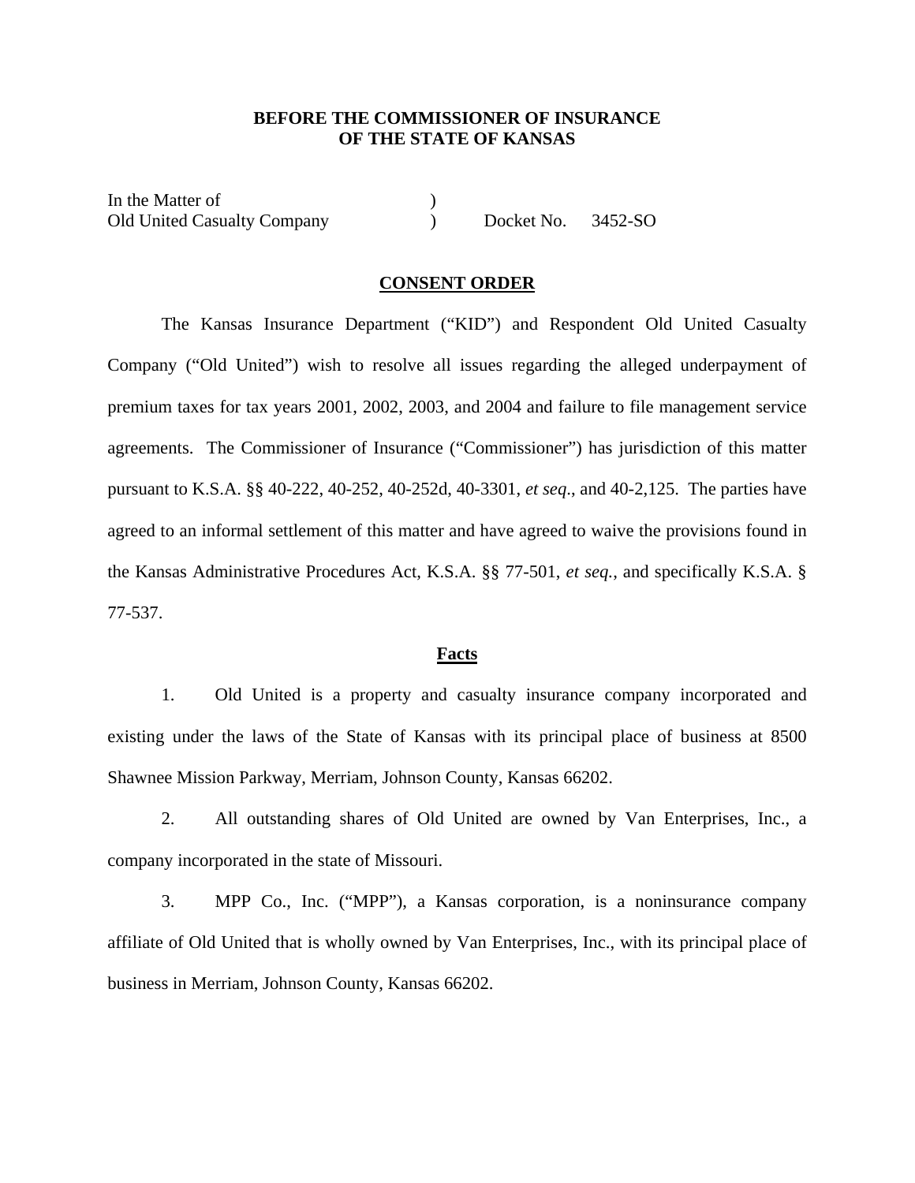**BEFORE THE COMMISSIONER OF INSURANCE**
**OF THE STATE OF KANSAS**

In the Matter of )
Old United Casualty Company ) Docket No. 3452-SO

**CONSENT ORDER**

The Kansas Insurance Department ("KID") and Respondent Old United Casualty Company ("Old United") wish to resolve all issues regarding the alleged underpayment of premium taxes for tax years 2001, 2002, 2003, and 2004 and failure to file management service agreements. The Commissioner of Insurance ("Commissioner") has jurisdiction of this matter pursuant to K.S.A. §§ 40-222, 40-252, 40-252d, 40-3301, *et seq*., and 40-2,125. The parties have agreed to an informal settlement of this matter and have agreed to waive the provisions found in the Kansas Administrative Procedures Act, K.S.A. §§ 77-501, *et seq.*, and specifically K.S.A. § 77-537.

**Facts**

1. Old United is a property and casualty insurance company incorporated and existing under the laws of the State of Kansas with its principal place of business at 8500 Shawnee Mission Parkway, Merriam, Johnson County, Kansas 66202.

2. All outstanding shares of Old United are owned by Van Enterprises, Inc., a company incorporated in the state of Missouri.

3. MPP Co., Inc. ("MPP"), a Kansas corporation, is a noninsurance company affiliate of Old United that is wholly owned by Van Enterprises, Inc., with its principal place of business in Merriam, Johnson County, Kansas 66202.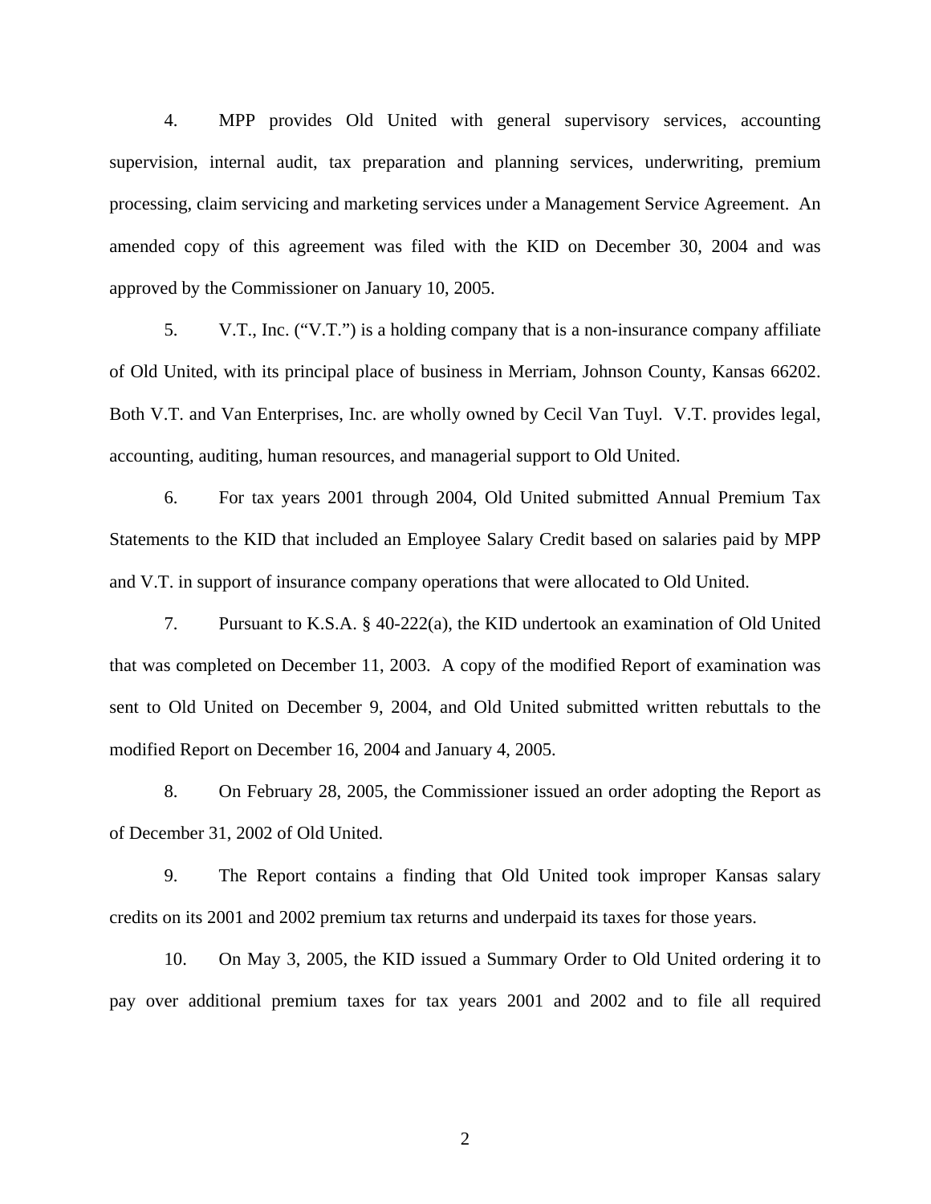4. MPP provides Old United with general supervisory services, accounting supervision, internal audit, tax preparation and planning services, underwriting, premium processing, claim servicing and marketing services under a Management Service Agreement. An amended copy of this agreement was filed with the KID on December 30, 2004 and was approved by the Commissioner on January 10, 2005.

5. V.T., Inc. ("V.T.") is a holding company that is a non-insurance company affiliate of Old United, with its principal place of business in Merriam, Johnson County, Kansas 66202. Both V.T. and Van Enterprises, Inc. are wholly owned by Cecil Van Tuyl. V.T. provides legal, accounting, auditing, human resources, and managerial support to Old United.

6. For tax years 2001 through 2004, Old United submitted Annual Premium Tax Statements to the KID that included an Employee Salary Credit based on salaries paid by MPP and V.T. in support of insurance company operations that were allocated to Old United.

7. Pursuant to K.S.A. § 40-222(a), the KID undertook an examination of Old United that was completed on December 11, 2003. A copy of the modified Report of examination was sent to Old United on December 9, 2004, and Old United submitted written rebuttals to the modified Report on December 16, 2004 and January 4, 2005.

8. On February 28, 2005, the Commissioner issued an order adopting the Report as of December 31, 2002 of Old United.

9. The Report contains a finding that Old United took improper Kansas salary credits on its 2001 and 2002 premium tax returns and underpaid its taxes for those years.

10. On May 3, 2005, the KID issued a Summary Order to Old United ordering it to pay over additional premium taxes for tax years 2001 and 2002 and to file all required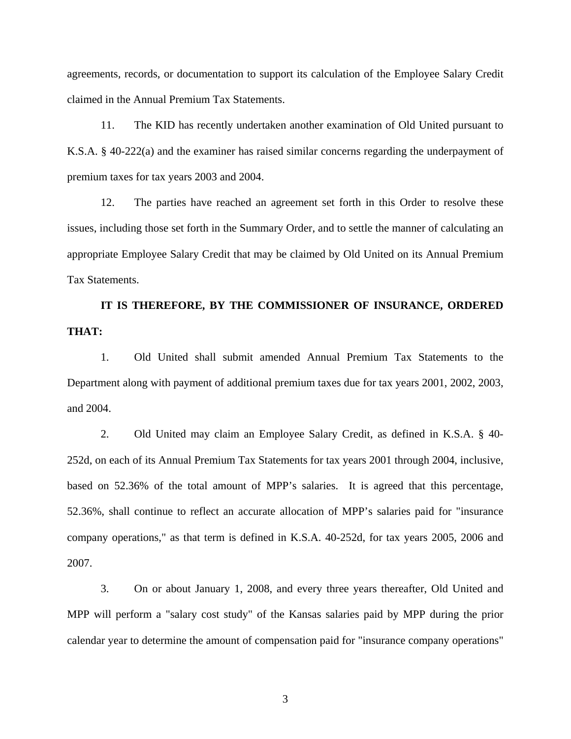agreements, records, or documentation to support its calculation of the Employee Salary Credit claimed in the Annual Premium Tax Statements.

11. The KID has recently undertaken another examination of Old United pursuant to K.S.A. § 40-222(a) and the examiner has raised similar concerns regarding the underpayment of premium taxes for tax years 2003 and 2004.

12. The parties have reached an agreement set forth in this Order to resolve these issues, including those set forth in the Summary Order, and to settle the manner of calculating an appropriate Employee Salary Credit that may be claimed by Old United on its Annual Premium Tax Statements.

**IT IS THEREFORE, BY THE COMMISSIONER OF INSURANCE, ORDERED THAT:**

1. Old United shall submit amended Annual Premium Tax Statements to the Department along with payment of additional premium taxes due for tax years 2001, 2002, 2003, and 2004.

2. Old United may claim an Employee Salary Credit, as defined in K.S.A. § 40-252d, on each of its Annual Premium Tax Statements for tax years 2001 through 2004, inclusive, based on 52.36% of the total amount of MPP's salaries. It is agreed that this percentage, 52.36%, shall continue to reflect an accurate allocation of MPP's salaries paid for "insurance company operations," as that term is defined in K.S.A. 40-252d, for tax years 2005, 2006 and 2007.

3. On or about January 1, 2008, and every three years thereafter, Old United and MPP will perform a "salary cost study" of the Kansas salaries paid by MPP during the prior calendar year to determine the amount of compensation paid for "insurance company operations"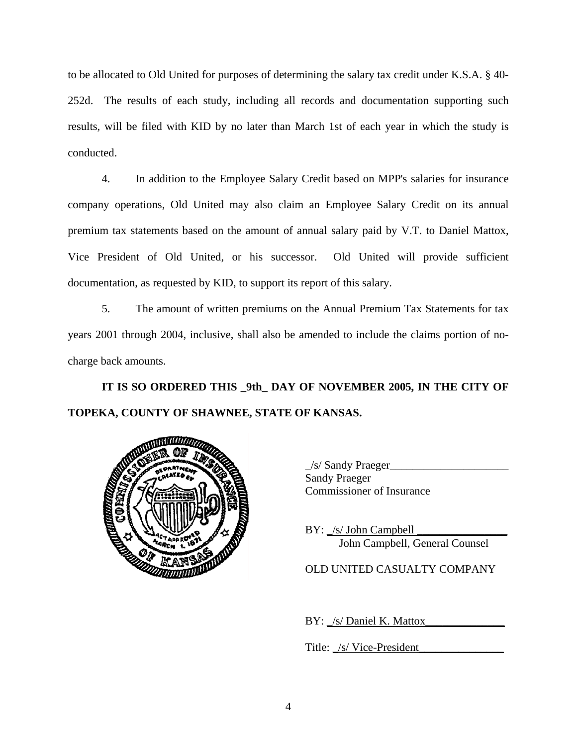to be allocated to Old United for purposes of determining the salary tax credit under K.S.A. § 40-252d. The results of each study, including all records and documentation supporting such results, will be filed with KID by no later than March 1st of each year in which the study is conducted.

4. In addition to the Employee Salary Credit based on MPP's salaries for insurance company operations, Old United may also claim an Employee Salary Credit on its annual premium tax statements based on the amount of annual salary paid by V.T. to Daniel Mattox, Vice President of Old United, or his successor. Old United will provide sufficient documentation, as requested by KID, to support its report of this salary.

5. The amount of written premiums on the Annual Premium Tax Statements for tax years 2001 through 2004, inclusive, shall also be amended to include the claims portion of no-charge back amounts.

**IT IS SO ORDERED THIS _9th_ DAY OF NOVEMBER 2005, IN THE CITY OF TOPEKA, COUNTY OF SHAWNEE, STATE OF KANSAS.**

_/s/ Sandy Praeger_____________________
Sandy Praeger
Commissioner of Insurance

BY: _/s/ John Campbell ________________
John Campbell, General Counsel

OLD UNITED CASUALTY COMPANY

BY: _/s/ Daniel K. Mattox_______________

Title: _/s/ Vice-President________________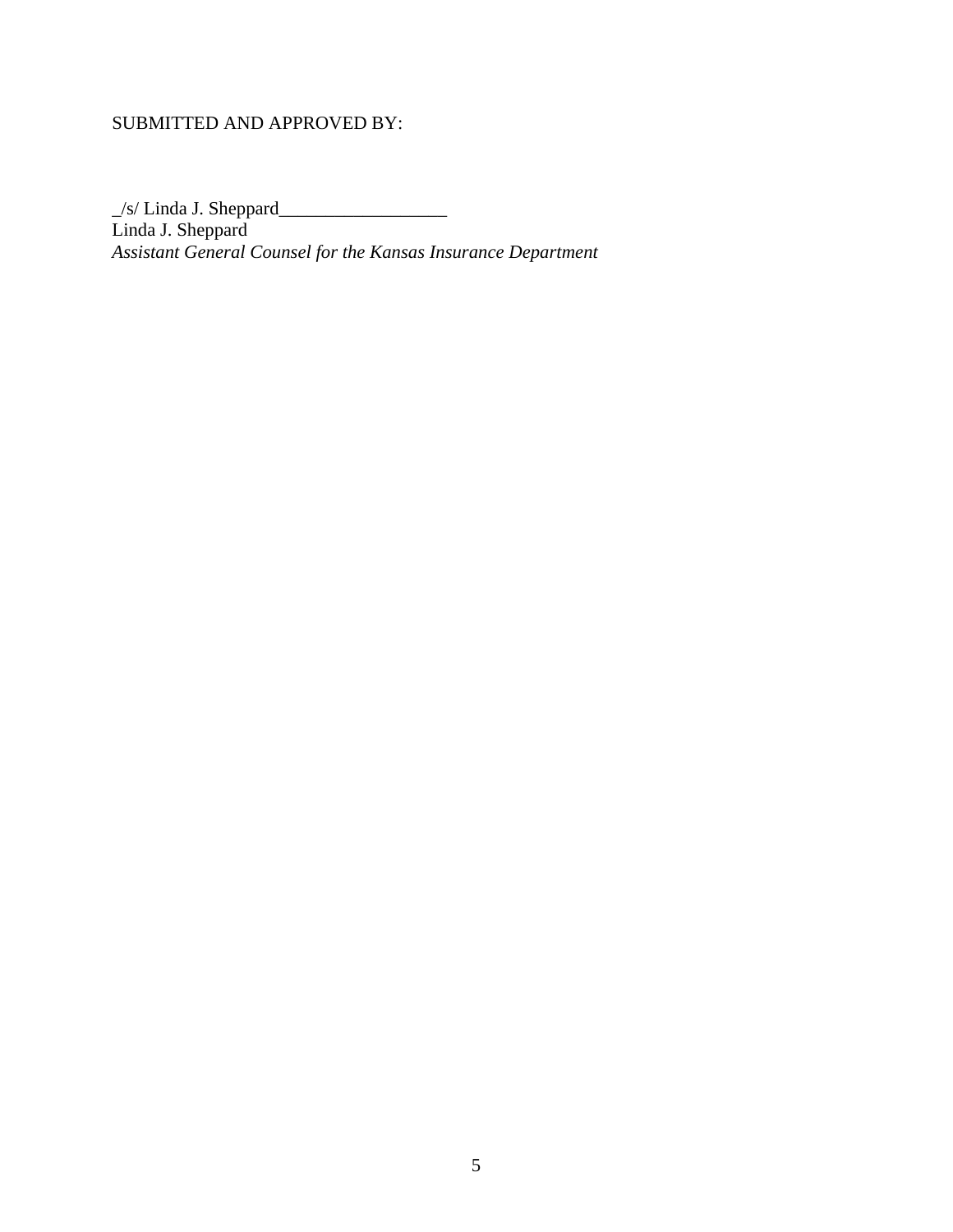SUBMITTED AND APPROVED BY:

_/s/ Linda J. Sheppard__________________
Linda J. Sheppard
*Assistant General Counsel for the Kansas Insurance Department*